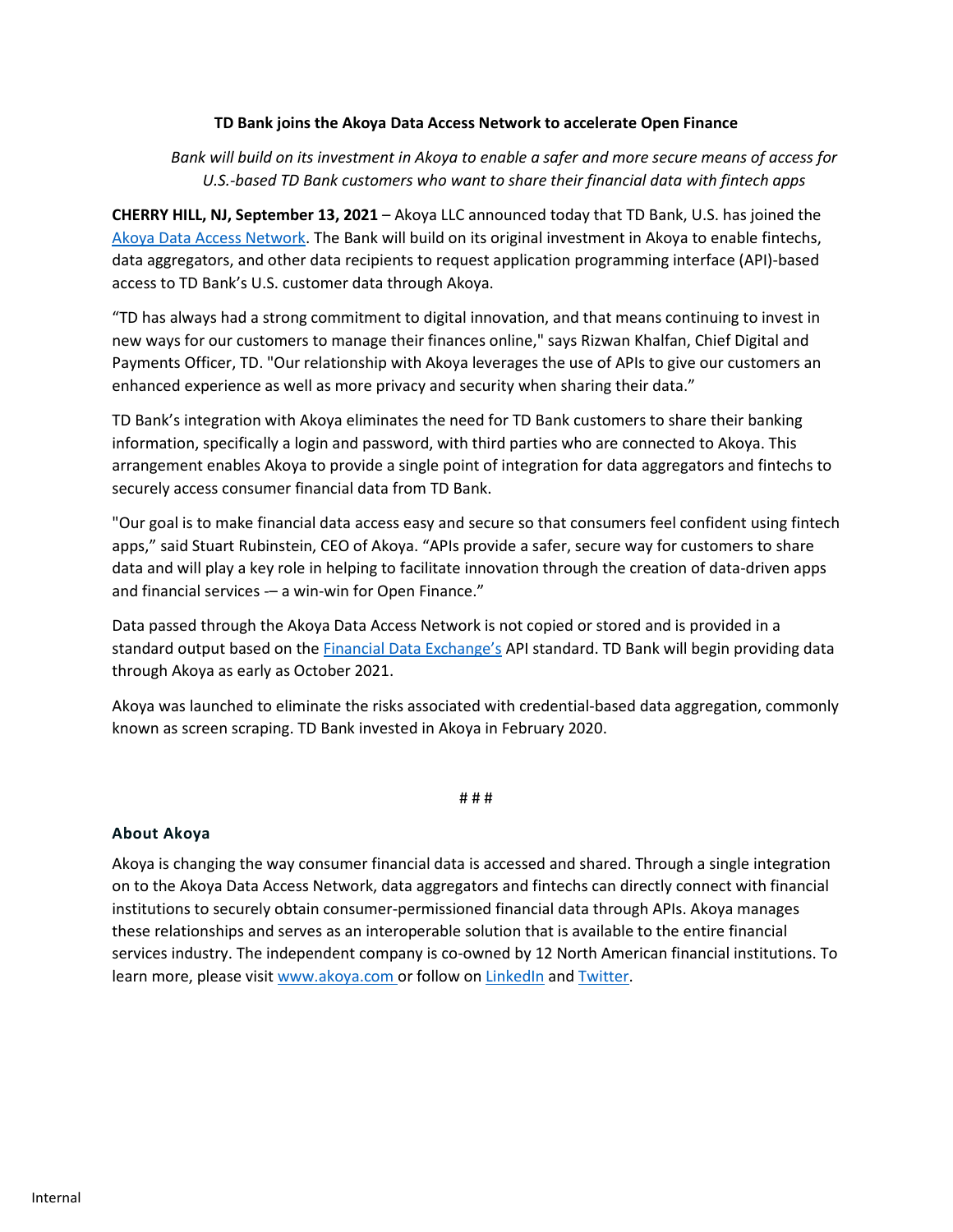**TD Bank joins the Akoya Data Access Network to accelerate Open Finance**

*Bank will build on its investment in Akoya to enable a safer and more secure means of access for U.S.-based TD Bank customers who want to share their financial data with fintech apps*

**CHERRY HILL, NJ, September 13, 2021** – Akoya LLC announced today that TD Bank, U.S. has joined the Akoya Data Access Network. The Bank will build on its original investment in Akoya to enable fintechs, data aggregators, and other data recipients to request application programming interface (API)-based access to TD Bank's U.S. customer data through Akoya.

"TD has always had a strong commitment to digital innovation, and that means continuing to invest in new ways for our customers to manage their finances online," says Rizwan Khalfan, Chief Digital and Payments Officer, TD. "Our relationship with Akoya leverages the use of APIs to give our customers an enhanced experience as well as more privacy and security when sharing their data."

TD Bank's integration with Akoya eliminates the need for TD Bank customers to share their banking information, specifically a login and password, with third parties who are connected to Akoya. This arrangement enables Akoya to provide a single point of integration for data aggregators and fintechs to securely access consumer financial data from TD Bank.

"Our goal is to make financial data access easy and secure so that consumers feel confident using fintech apps," said Stuart Rubinstein, CEO of Akoya. "APIs provide a safer, secure way for customers to share data and will play a key role in helping to facilitate innovation through the creation of data-driven apps and financial services -— a win-win for Open Finance."

Data passed through the Akoya Data Access Network is not copied or stored and is provided in a standard output based on the Financial Data Exchange's API standard. TD Bank will begin providing data through Akoya as early as October 2021.

Akoya was launched to eliminate the risks associated with credential-based data aggregation, commonly known as screen scraping. TD Bank invested in Akoya in February 2020.

# # #

**About Akoya**

Akoya is changing the way consumer financial data is accessed and shared. Through a single integration on to the Akoya Data Access Network, data aggregators and fintechs can directly connect with financial institutions to securely obtain consumer-permissioned financial data through APIs. Akoya manages these relationships and serves as an interoperable solution that is available to the entire financial services industry. The independent company is co-owned by 12 North American financial institutions. To learn more, please visit www.akoya.com or follow on LinkedIn and Twitter.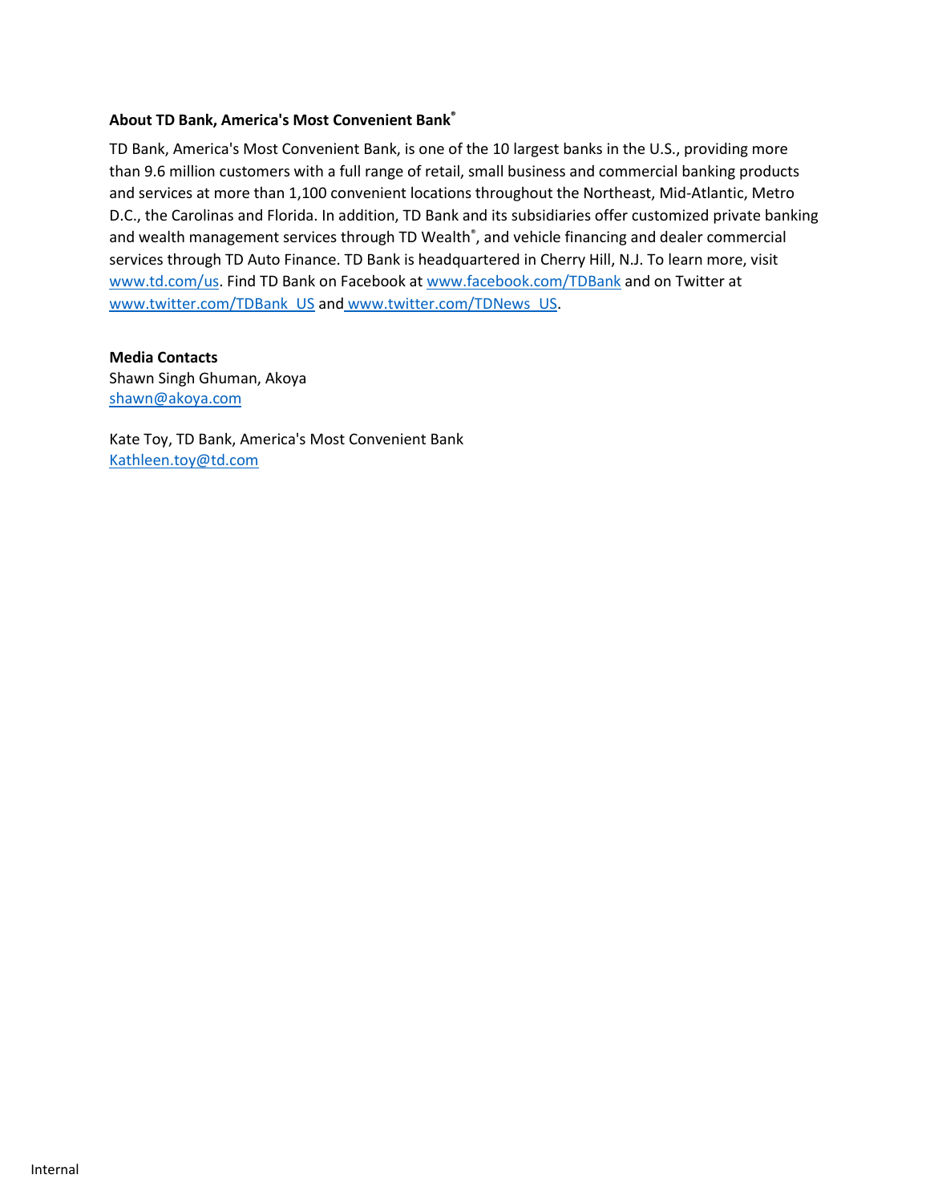**About TD Bank, America's Most Convenient Bank®**

TD Bank, America's Most Convenient Bank, is one of the 10 largest banks in the U.S., providing more than 9.6 million customers with a full range of retail, small business and commercial banking products and services at more than 1,100 convenient locations throughout the Northeast, Mid-Atlantic, Metro D.C., the Carolinas and Florida. In addition, TD Bank and its subsidiaries offer customized private banking and wealth management services through TD Wealth®, and vehicle financing and dealer commercial services through TD Auto Finance. TD Bank is headquartered in Cherry Hill, N.J. To learn more, visit www.td.com/us. Find TD Bank on Facebook at www.facebook.com/TDBank and on Twitter at www.twitter.com/TDBank_US and www.twitter.com/TDNews_US.

**Media Contacts**
Shawn Singh Ghuman, Akoya
shawn@akoya.com

Kate Toy, TD Bank, America's Most Convenient Bank
Kathleen.toy@td.com

Internal